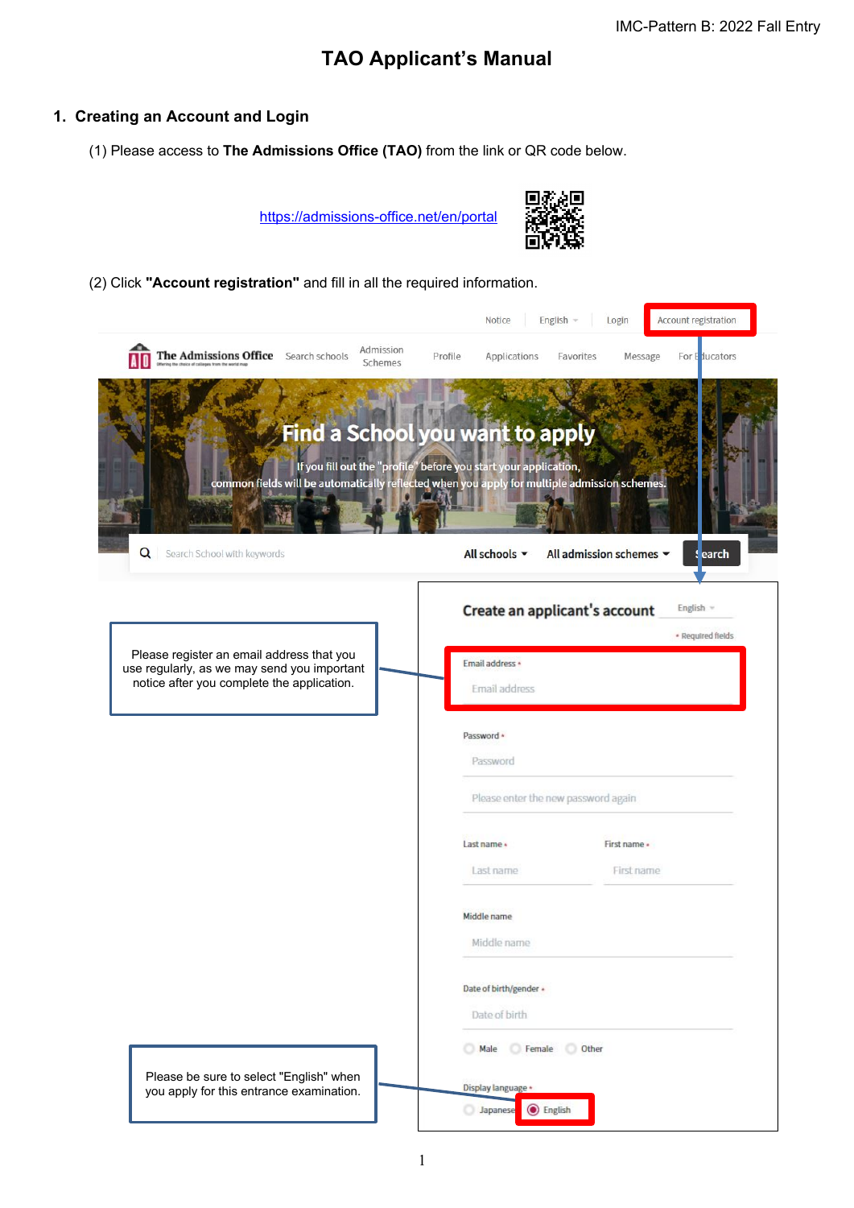IMC-Pattern B: 2022 Fall Entry

# TAO Applicant's Manual

## 1. Creating an Account and Login

(1) Please access to **The Admissions Office (TAO)** from the link or QR code below.

https://admissions-office.net/en/portal

(2) Click **"Account registration"** and fill in all the required information.

Please register an email address that you use regularly, as we may send you important notice after you complete the application.

Please be sure to select "English" when you apply for this entrance examination.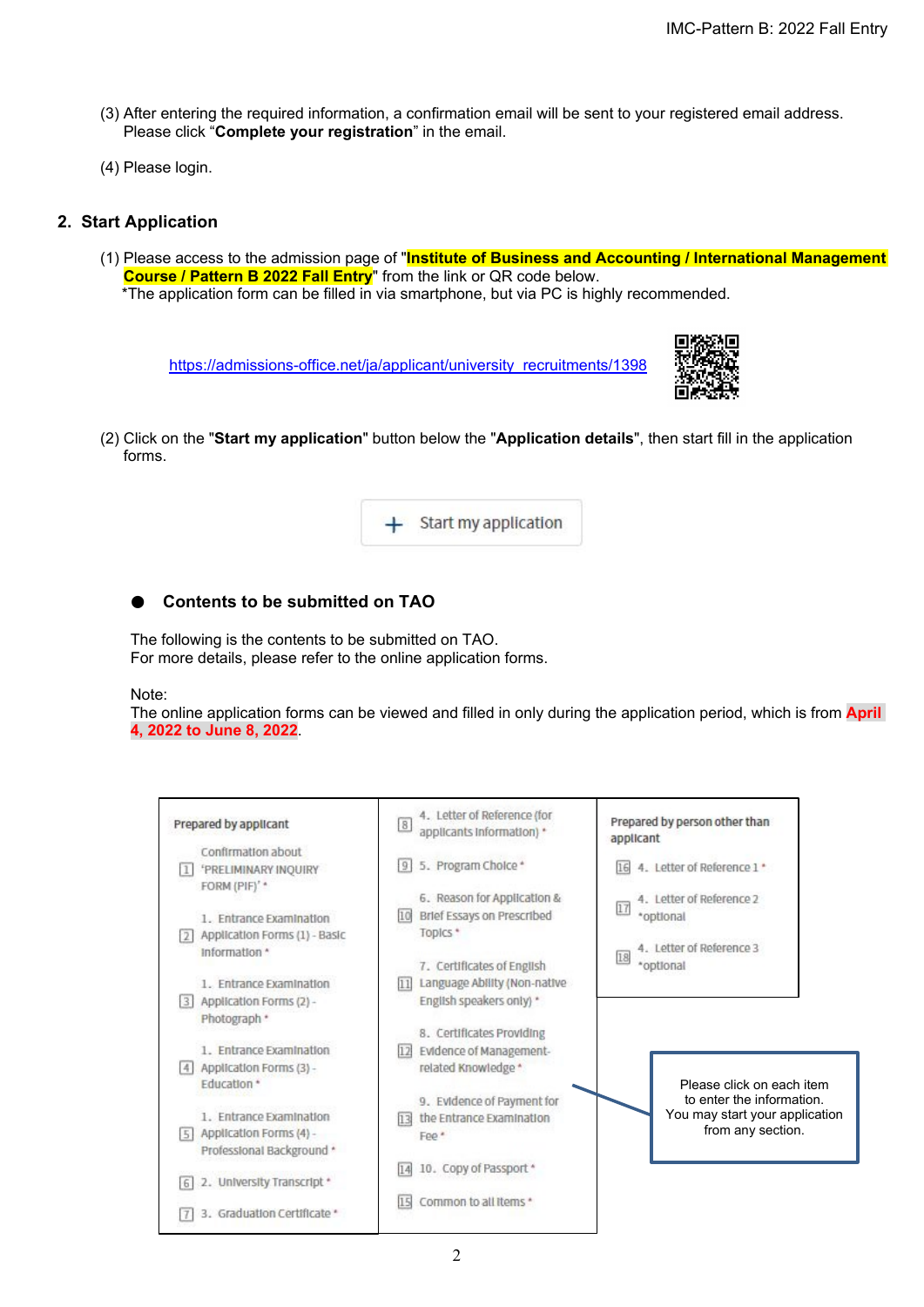(3) After entering the required information, a confirmation email will be sent to your registered email address. Please click "**Complete your registration**" in the email.

(4) Please login.

## 2. Start Application

(1) Please access to the admission page of "**Institute of Business and Accounting / International Management Course / Pattern B 2022 Fall Entry**" from the link or QR code below.
*The application form can be filled in via smartphone, but via PC is highly recommended.

https://admissions-office.net/ja/applicant/university_recruitments/1398

(2) Click on the "**Start my application**" button below the "**Application details**", then start fill in the application forms.

＋ Start my application

### ● Contents to be submitted on TAO

The following is the contents to be submitted on TAO.
For more details, please refer to the online application forms.

Note:
The online application forms can be viewed and filled in only during the application period, which is from **April 4, 2022 to June 8, 2022**.

| Prepared by applicant | | Prepared by person other than applicant |
|---|---|---|
| [1] Confirmation about 'PRELIMINARY INQUIRY FORM (PIF)' * | [8] 4. Letter of Reference (for applicants information) * | [16] 4. Letter of Reference 1 * |
| [2] 1. Entrance Examination Application Forms (1) - Basic Information * | [9] 5. Program Choice * | [17] 4. Letter of Reference 2 *optional |
| [3] 1. Entrance Examination Application Forms (2) - Photograph * | [10] 6. Reason for Application & Brief Essays on Prescribed Topics * | [18] 4. Letter of Reference 3 *optional |
| [4] 1. Entrance Examination Application Forms (3) - Education * | [11] 7. Certificates of English Language Ability (Non-native English speakers only) * | |
| [5] 1. Entrance Examination Application Forms (4) - Professional Background * | [12] 8. Certificates Providing Evidence of Management-related Knowledge * | |
| [6] 2. University Transcript * | [13] 9. Evidence of Payment for the Entrance Examination Fee * | |
| [7] 3. Graduation Certificate * | [14] 10. Copy of Passport * | |
| | [15] Common to all items * | |

Please click on each item to enter the information.
You may start your application from any section.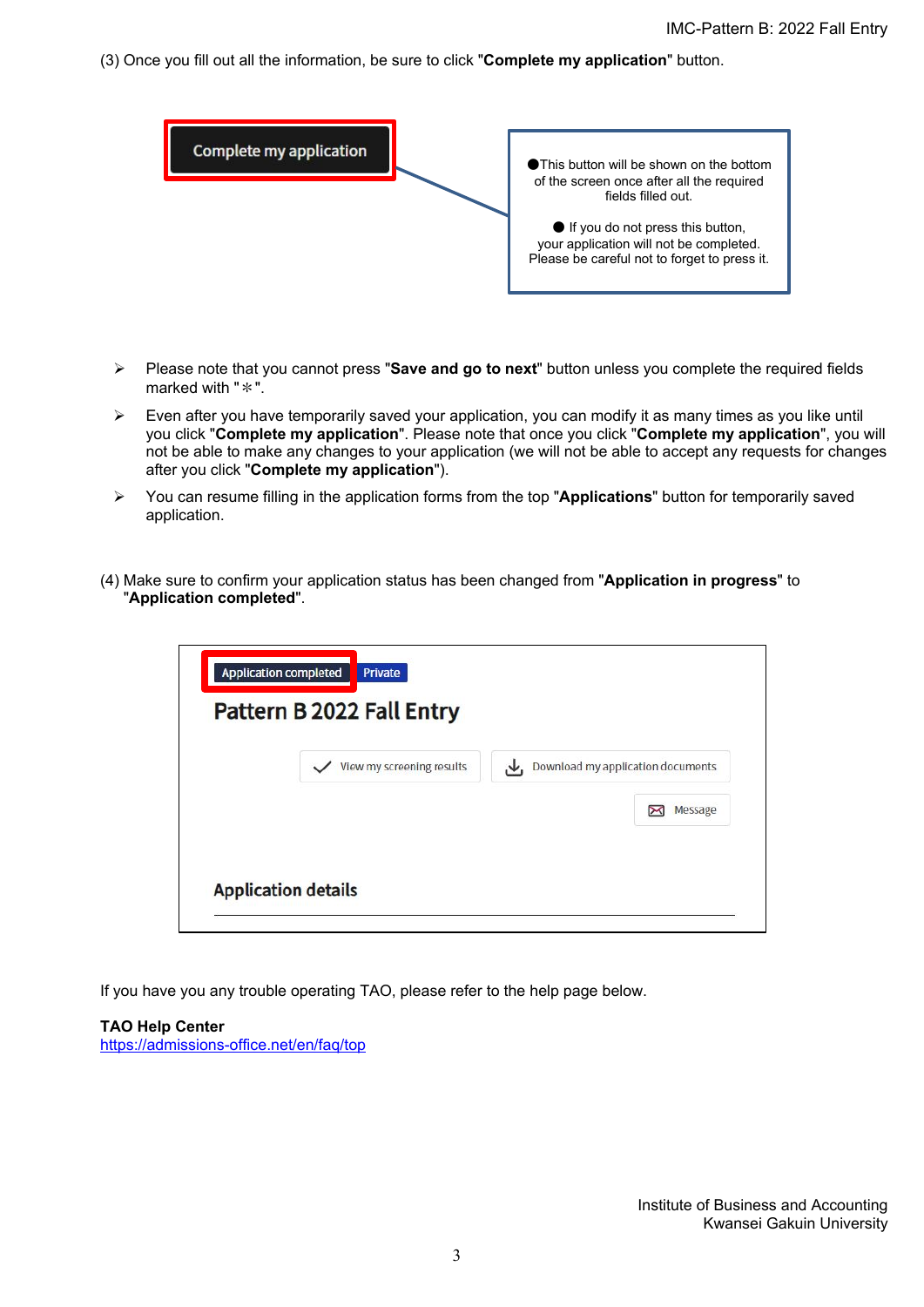(3) Once you fill out all the information, be sure to click "**Complete my application**" button.

Complete my application

●This button will be shown on the bottom of the screen once after all the required fields filled out.

● If you do not press this button, your application will not be completed. Please be careful not to forget to press it.

- Please note that you cannot press "**Save and go to next**" button unless you complete the required fields marked with "＊".
- Even after you have temporarily saved your application, you can modify it as many times as you like until you click "**Complete my application**". Please note that once you click "**Complete my application**", you will not be able to make any changes to your application (we will not be able to accept any requests for changes after you click "**Complete my application**").
- You can resume filling in the application forms from the top "**Applications**" button for temporarily saved application.

(4) Make sure to confirm your application status has been changed from "**Application in progress**" to "**Application completed**".

Application completed Private

Pattern B 2022 Fall Entry

View my screening results

Download my application documents

Message

Application details

If you have you any trouble operating TAO, please refer to the help page below.

**TAO Help Center**
https://admissions-office.net/en/faq/top

Institute of Business and Accounting
Kwansei Gakuin University